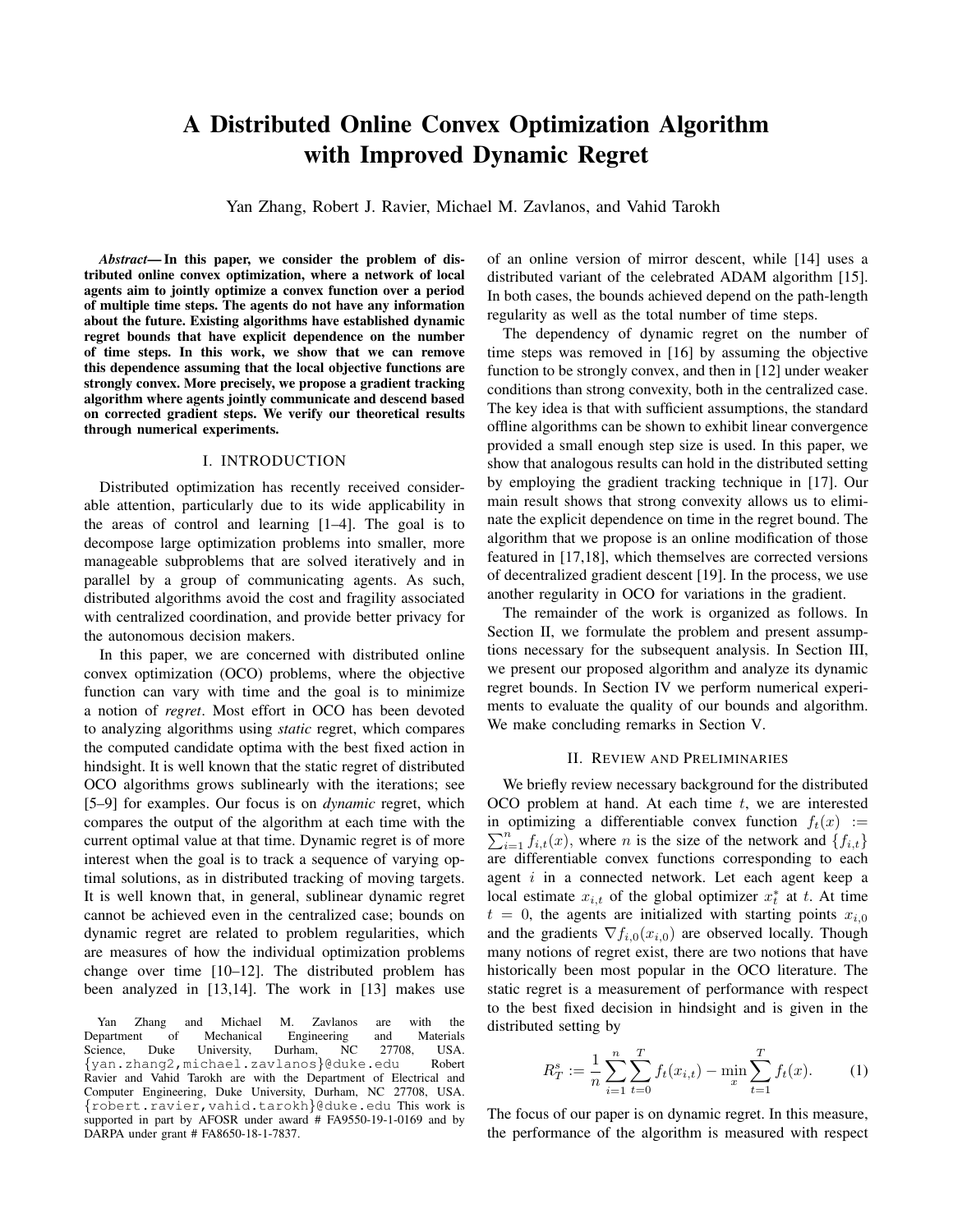# A Distributed Online Convex Optimization Algorithm with Improved Dynamic Regret

Yan Zhang, Robert J. Ravier, Michael M. Zavlanos, and Vahid Tarokh

***Abstract*— In this paper, we consider the problem of distributed online convex optimization, where a network of local agents aim to jointly optimize a convex function over a period of multiple time steps. The agents do not have any information about the future. Existing algorithms have established dynamic regret bounds that have explicit dependence on the number of time steps. In this work, we show that we can remove this dependence assuming that the local objective functions are strongly convex. More precisely, we propose a gradient tracking algorithm where agents jointly communicate and descend based on corrected gradient steps. We verify our theoretical results through numerical experiments.**

## I. INTRODUCTION

Distributed optimization has recently received considerable attention, particularly due to its wide applicability in the areas of control and learning [1–4]. The goal is to decompose large optimization problems into smaller, more manageable subproblems that are solved iteratively and in parallel by a group of communicating agents. As such, distributed algorithms avoid the cost and fragility associated with centralized coordination, and provide better privacy for the autonomous decision makers.

In this paper, we are concerned with distributed online convex optimization (OCO) problems, where the objective function can vary with time and the goal is to minimize a notion of *regret*. Most effort in OCO has been devoted to analyzing algorithms using *static* regret, which compares the computed candidate optima with the best fixed action in hindsight. It is well known that the static regret of distributed OCO algorithms grows sublinearly with the iterations; see [5–9] for examples. Our focus is on *dynamic* regret, which compares the output of the algorithm at each time with the current optimal value at that time. Dynamic regret is of more interest when the goal is to track a sequence of varying optimal solutions, as in distributed tracking of moving targets. It is well known that, in general, sublinear dynamic regret cannot be achieved even in the centralized case; bounds on dynamic regret are related to problem regularities, which are measures of how the individual optimization problems change over time [10–12]. The distributed problem has been analyzed in [13,14]. The work in [13] makes use of an online version of mirror descent, while [14] uses a distributed variant of the celebrated ADAM algorithm [15]. In both cases, the bounds achieved depend on the path-length regularity as well as the total number of time steps.

The dependency of dynamic regret on the number of time steps was removed in [16] by assuming the objective function to be strongly convex, and then in [12] under weaker conditions than strong convexity, both in the centralized case. The key idea is that with sufficient assumptions, the standard offline algorithms can be shown to exhibit linear convergence provided a small enough step size is used. In this paper, we show that analogous results can hold in the distributed setting by employing the gradient tracking technique in [17]. Our main result shows that strong convexity allows us to eliminate the explicit dependence on time in the regret bound. The algorithm that we propose is an online modification of those featured in [17,18], which themselves are corrected versions of decentralized gradient descent [19]. In the process, we use another regularity in OCO for variations in the gradient.

The remainder of the work is organized as follows. In Section II, we formulate the problem and present assumptions necessary for the subsequent analysis. In Section III, we present our proposed algorithm and analyze its dynamic regret bounds. In Section IV we perform numerical experiments to evaluate the quality of our bounds and algorithm. We make concluding remarks in Section V.

## II. REVIEW AND PRELIMINARIES

We briefly review necessary background for the distributed OCO problem at hand. At each time $t$, we are interested in optimizing a differentiable convex function $f_t(x) := \sum_{i=1}^n f_{i,t}(x)$, where $n$ is the size of the network and $\{f_{i,t}\}$ are differentiable convex functions corresponding to each agent $i$ in a connected network. Let each agent keep a local estimate $x_{i,t}$ of the global optimizer $x_t^*$ at $t$. At time $t = 0$, the agents are initialized with starting points $x_{i,0}$ and the gradients $\nabla f_{i,0}(x_{i,0})$ are observed locally. Though many notions of regret exist, there are two notions that have historically been most popular in the OCO literature. The static regret is a measurement of performance with respect to the best fixed decision in hindsight and is given in the distributed setting by

$$R_T^s := \frac{1}{n}\sum_{i=1}^{n}\sum_{t=0}^{T} f_t(x_{i,t}) - \min_x \sum_{t=1}^{T} f_t(x). \tag{1}$$

The focus of our paper is on dynamic regret. In this measure, the performance of the algorithm is measured with respect

Yan Zhang and Michael M. Zavlanos are with the Department of Mechanical Engineering and Materials Science, Duke University, Durham, NC 27708, USA. {yan.zhang2,michael.zavlanos}@duke.edu Robert Ravier and Vahid Tarokh are with the Department of Electrical and Computer Engineering, Duke University, Durham, NC 27708, USA. {robert.ravier,vahid.tarokh}@duke.edu This work is supported in part by AFOSR under award # FA9550-19-1-0169 and by DARPA under grant # FA8650-18-1-7837.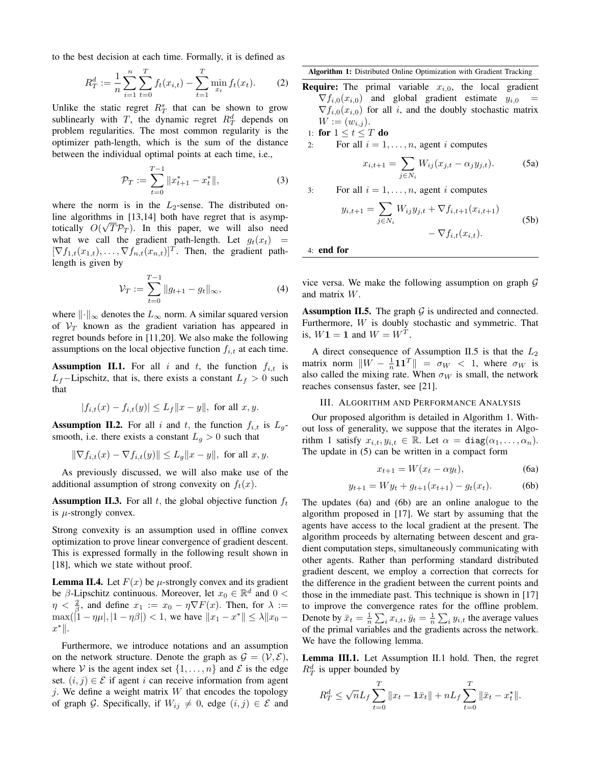to the best decision at each time. Formally, it is defined as

$$R_T^d := \frac{1}{n}\sum_{i=1}^{n}\sum_{t=0}^{T} f_t(x_{i,t}) - \sum_{t=1}^{T}\min_{x_t} f_t(x_t). \tag{2}$$

Unlike the static regret $R_T^s$ that can be shown to grow sublinearly with $T$, the dynamic regret $R_T^d$ depends on problem regularities. The most common regularity is the optimizer path-length, which is the sum of the distance between the individual optimal points at each time, i.e.,

$$\mathcal{P}_T := \sum_{t=0}^{T-1} \|x_{t+1}^* - x_t^*\|, \tag{3}$$

where the norm is in the $L_2$-sense. The distributed online algorithms in [13,14] both have regret that is asymptotically $O(\sqrt{T}\mathcal{P}_T)$. In this paper, we will also need what we call the gradient path-length. Let $g_t(x_t) = [\nabla f_{1,t}(x_{1,t}), \ldots, \nabla f_{n,t}(x_{n,t})]^T$. Then, the gradient path-length is given by

$$\mathcal{V}_T := \sum_{t=0}^{T-1} \|g_{t+1} - g_t\|_\infty, \tag{4}$$

where $\|\cdot\|_\infty$ denotes the $L_\infty$ norm. A similar squared version of $\mathcal{V}_T$ known as the gradient variation has appeared in regret bounds before in [11,20]. We also make the following assumptions on the local objective function $f_{i,t}$ at each time.

**Assumption II.1.** For all $i$ and $t$, the function $f_{i,t}$ is $L_f$−Lipschitz, that is, there exists a constant $L_f > 0$ such that

$$|f_{i,t}(x) - f_{i,t}(y)| \le L_f\|x - y\|, \text{ for all } x, y.$$

**Assumption II.2.** For all $i$ and $t$, the function $f_{i,t}$ is $L_g$-smooth, i.e. there exists a constant $L_g > 0$ such that

$$\|\nabla f_{i,t}(x) - \nabla f_{i,t}(y)\| \le L_g\|x - y\|, \text{ for all } x, y.$$

As previously discussed, we will also make use of the additional assumption of strong convexity on $f_t(x)$.

**Assumption II.3.** For all $t$, the global objective function $f_t$ is $\mu$-strongly convex.

Strong convexity is an assumption used in offline convex optimization to prove linear convergence of gradient descent. This is expressed formally in the following result shown in [18], which we state without proof.

**Lemma II.4.** Let $F(x)$ be $\mu$-strongly convex and its gradient be $\beta$-Lipschitz continuous. Moreover, let $x_0 \in \mathbb{R}^d$ and $0 < \eta < \frac{2}{\beta}$, and define $x_1 := x_0 - \eta\nabla F(x)$. Then, for $\lambda := \max(|1 - \eta\mu|, |1 - \eta\beta|) < 1$, we have $\|x_1 - x^*\| \le \lambda\|x_0 - x^*\|$.

Furthermore, we introduce notations and an assumption on the network structure. Denote the graph as $\mathcal{G} = (\mathcal{V}, \mathcal{E})$, where $\mathcal{V}$ is the agent index set $\{1, \ldots, n\}$ and $\mathcal{E}$ is the edge set. $(i, j) \in \mathcal{E}$ if agent $i$ can receive information from agent $j$. We define a weight matrix $W$ that encodes the topology of graph $\mathcal{G}$. Specifically, if $W_{ij} \neq 0$, edge $(i, j) \in \mathcal{E}$ and vice versa. We make the following assumption on graph $\mathcal{G}$ and matrix $W$.

---

**Algorithm 1:** Distributed Online Optimization with Gradient Tracking

**Require:** The primal variable $x_{i,0}$, the local gradient $\nabla f_{i,0}(x_{i,0})$ and global gradient estimate $y_{i,0} = \nabla f_{i,0}(x_{i,0})$ for all $i$, and the doubly stochastic matrix $W := (w_{i,j})$.

1: **for** $1 \le t \le T$ **do**

2: For all $i = 1, \ldots, n$, agent $i$ computes

$$x_{i,t+1} = \sum_{j \in N_i} W_{ij}(x_{j,t} - \alpha_j y_{j,t}). \tag{5a}$$

3: For all $i = 1, \ldots, n$, agent $i$ computes

$$y_{i,t+1} = \sum_{j \in N_i} W_{ij} y_{j,t} + \nabla f_{i,t+1}(x_{i,t+1}) - \nabla f_{i,t}(x_{i,t}). \tag{5b}$$

4: **end for**

---

**Assumption II.5.** The graph $\mathcal{G}$ is undirected and connected. Furthermore, $W$ is doubly stochastic and symmetric. That is, $W\mathbf{1} = \mathbf{1}$ and $W = W^T$.

A direct consequence of Assumption II.5 is that the $L_2$ matrix norm $\|W - \frac{1}{n}\mathbf{1}\mathbf{1}^T\| = \sigma_W < 1$, where $\sigma_W$ is also called the mixing rate. When $\sigma_W$ is small, the network reaches consensus faster, see [21].

## III. Algorithm and Performance Analysis

Our proposed algorithm is detailed in Algorithm 1. Without loss of generality, we suppose that the iterates in Algorithm 1 satisfy $x_{i,t}, y_{i,t} \in \mathbb{R}$. Let $\alpha = \mathtt{diag}(\alpha_1, \ldots, \alpha_n)$. The update in (5) can be written in a compact form

$$x_{t+1} = W(x_t - \alpha y_t), \tag{6a}$$

$$y_{t+1} = W y_t + g_{t+1}(x_{t+1}) - g_t(x_t). \tag{6b}$$

The updates (6a) and (6b) are an online analogue to the algorithm proposed in [17]. We start by assuming that the agents have access to the local gradient at the present. The algorithm proceeds by alternating between descent and gradient computation steps, simultaneously communicating with other agents. Rather than performing standard distributed gradient descent, we employ a correction that corrects for the difference in the gradient between the current points and those in the immediate past. This technique is shown in [17] to improve the convergence rates for the offline problem. Denote by $\bar{x}_t = \frac{1}{n}\sum_i x_{i,t}$, $\bar{y}_t = \frac{1}{n}\sum_i y_{i,t}$ the average values of the primal variables and the gradients across the network. We have the following lemma.

**Lemma III.1.** Let Assumption II.1 hold. Then, the regret $R_T^d$ is upper bounded by

$$R_T^d \le \sqrt{n}L_f\sum_{t=0}^{T}\|x_t - \mathbf{1}\bar{x}_t\| + nL_f\sum_{t=0}^{T}\|\bar{x}_t - x_t^\star\|.$$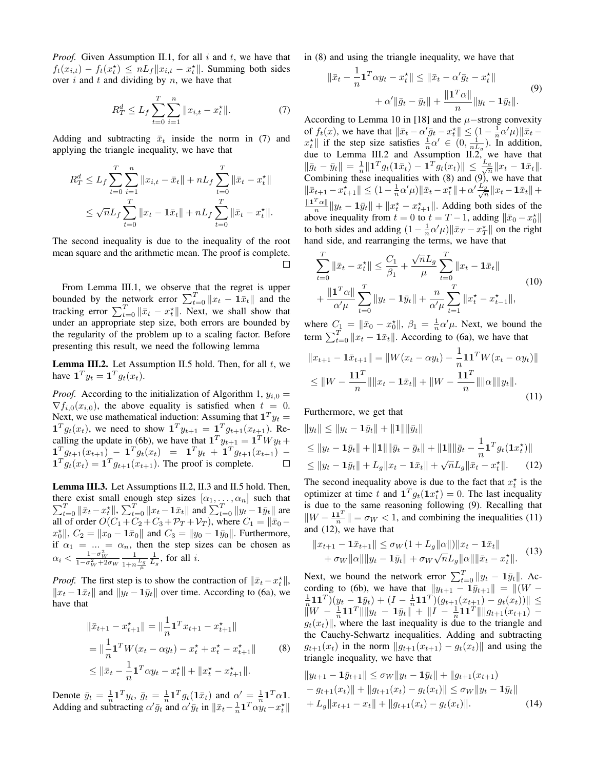*Proof.* Given Assumption II.1, for all $i$ and $t$, we have that $f_t(x_{i,t}) - f_t(x_t^\star) \leq nL_f\|x_{i,t} - x_t^\star\|$. Summing both sides over $i$ and $t$ and dividing by $n$, we have that

$$R_T^d \leq L_f \sum_{t=0}^{T}\sum_{i=1}^{n}\|x_{i,t} - x_t^\star\|. \tag{7}$$

Adding and subtracting $\bar{x}_t$ inside the norm in (7) and applying the triangle inequality, we have that

$$\begin{aligned}
R_T^d &\leq L_f \sum_{t=0}^{T}\sum_{i=1}^{n}\|x_{i,t} - \bar{x}_t\| + nL_f\sum_{t=0}^{T}\|\bar{x}_t - x_t^\star\| \\
&\leq \sqrt{n}L_f\sum_{t=0}^{T}\|x_t - \mathbf{1}\bar{x}_t\| + nL_f\sum_{t=0}^{T}\|\bar{x}_t - x_t^\star\|.
\end{aligned}$$

The second inequality is due to the inequality of the root mean square and the arithmetic mean. The proof is complete. $\square$

From Lemma III.1, we observe that the regret is upper bounded by the network error $\sum_{t=0}^{T}\|x_t - \mathbf{1}\bar{x}_t\|$ and the tracking error $\sum_{t=0}^{T}\|\bar{x}_t - x_t^\star\|$. Next, we shall show that under an appropriate step size, both errors are bounded by the regularity of the problem up to a scaling factor. Before presenting this result, we need the following lemma

**Lemma III.2.** Let Assumption II.5 hold. Then, for all $t$, we have $\mathbf{1}^T y_t = \mathbf{1}^T g_t(x_t)$.

*Proof.* According to the initialization of Algorithm 1, $y_{i,0} = \nabla f_{i,0}(x_{i,0})$, the above equality is satisfied when $t = 0$. Next, we use mathematical induction: Assuming that $\mathbf{1}^T y_t = \mathbf{1}^T g_t(x_t)$, we need to show $\mathbf{1}^T y_{t+1} = \mathbf{1}^T g_{t+1}(x_{t+1})$. Recalling the update in (6b), we have that $\mathbf{1}^T y_{t+1} = \mathbf{1}^T W y_t + \mathbf{1}^T g_{t+1}(x_{t+1}) - \mathbf{1}^T g_t(x_t) = \mathbf{1}^T y_t + \mathbf{1}^T g_{t+1}(x_{t+1}) - \mathbf{1}^T g_t(x_t) = \mathbf{1}^T g_{t+1}(x_{t+1})$. The proof is complete. $\square$

**Lemma III.3.** Let Assumptions II.2, II.3 and II.5 hold. Then, there exist small enough step sizes $[\alpha_1, \dots, \alpha_n]$ such that $\sum_{t=0}^{T}\|\bar{x}_t - x_t^\star\|$, $\sum_{t=0}^{T}\|x_t - \mathbf{1}\bar{x}_t\|$ and $\sum_{t=0}^{T}\|y_t - \mathbf{1}\bar{y}_t\|$ are all of order $O(C_1 + C_2 + C_3 + \mathcal{P}_T + \mathcal{V}_T)$, where $C_1 = \|\bar{x}_0 - x_0^\star\|$, $C_2 = \|x_0 - \mathbf{1}\bar{x}_0\|$ and $C_3 = \|y_0 - \mathbf{1}\bar{y}_0\|$. Furthermore, if $\alpha_1 = \dots = \alpha_n$, then the step sizes can be chosen as $\alpha_i < \frac{1-\sigma_W^2}{1-\sigma_W^2+2\sigma_W}\frac{1}{1+n\frac{L_g}{\mu}}\frac{1}{L_g}$, for all $i$.

*Proof.* The first step is to show the contraction of $\|\bar{x}_t - x_t^\star\|$, $\|x_t - \mathbf{1}\bar{x}_t\|$ and $\|y_t - \mathbf{1}\bar{y}_t\|$ over time. According to (6a), we have that

$$\begin{aligned}
\|\bar{x}_{t+1} - x_{t+1}^\star\| &= \|\frac{1}{n}\mathbf{1}^T x_{t+1} - x_{t+1}^\star\| \\
&= \|\frac{1}{n}\mathbf{1}^T W(x_t - \alpha y_t) - x_t^\star + x_t^\star - x_{t+1}^\star\| \\
&\leq \|\bar{x}_t - \frac{1}{n}\mathbf{1}^T\alpha y_t - x_t^\star\| + \|x_t^\star - x_{t+1}^\star\|.
\end{aligned} \tag{8}$$

Denote $\bar{y}_t = \frac{1}{n}\mathbf{1}^T y_t$, $\bar{g}_t = \frac{1}{n}\mathbf{1}^T g_t(\mathbf{1}\bar{x}_t)$ and $\alpha' = \frac{1}{n}\mathbf{1}^T\alpha\mathbf{1}$. Adding and subtracting $\alpha'\bar{g}_t$ and $\alpha'\bar{y}_t$ in $\|\bar{x}_t - \frac{1}{n}\mathbf{1}^T\alpha y_t - x_t^\star\|$ in (8) and using the triangle inequality, we have that

$$\begin{aligned}
\|\bar{x}_t - \frac{1}{n}\mathbf{1}^T\alpha y_t - x_t^\star\| &\leq \|\bar{x}_t - \alpha'\bar{g}_t - x_t^\star\| \\
&\quad + \alpha'\|\bar{g}_t - \bar{y}_t\| + \frac{\|\mathbf{1}^T\alpha\|}{n}\|y_t - \mathbf{1}\bar{y}_t\|.
\end{aligned} \tag{9}$$

According to Lemma 10 in [18] and the $\mu-$strong convexity of $f_t(x)$, we have that $\|\bar{x}_t - \alpha'\bar{g}_t - x_t^\star\| \leq (1 - \frac{1}{n}\alpha'\mu)\|\bar{x}_t - x_t^\star\|$ if the step size satisfies $\frac{1}{n}\alpha' \in (0, \frac{1}{nL_g})$. In addition, due to Lemma III.2 and Assumption II.2, we have that $\|\bar{g}_t - \bar{y}_t\| = \frac{1}{n}\|\mathbf{1}^T g_t(\mathbf{1}\bar{x}_t) - \mathbf{1}^T g_t(x_t)\| \leq \frac{L_g}{\sqrt{n}}\|x_t - \mathbf{1}\bar{x}_t\|$. Combining these inequalities with (8) and (9), we have that $\|\bar{x}_{t+1} - x_{t+1}^\star\| \leq (1 - \frac{1}{n}\alpha'\mu)\|\bar{x}_t - x_t^\star\| + \alpha'\frac{L_g}{\sqrt{n}}\|x_t - \mathbf{1}\bar{x}_t\| + \frac{\|\mathbf{1}^T\alpha\|}{n}\|y_t - \mathbf{1}\bar{y}_t\| + \|x_t^\star - x_{t+1}^\star\|$. Adding both sides of the above inequality from $t = 0$ to $t = T-1$, adding $\|\bar{x}_0 - x_0^\star\|$ to both sides and adding $(1 - \frac{1}{n}\alpha'\mu)\|\bar{x}_T - x_T^\star\|$ on the right hand side, and rearranging the terms, we have that

$$\begin{aligned}
\sum_{t=0}^{T}\|\bar{x}_t - x_t^\star\| &\leq \frac{C_1}{\beta_1} + \frac{\sqrt{n}L_g}{\mu}\sum_{t=0}^{T}\|x_t - \mathbf{1}\bar{x}_t\| \\
&\quad + \frac{\|\mathbf{1}^T\alpha\|}{\alpha'\mu}\sum_{t=0}^{T}\|y_t - \mathbf{1}\bar{y}_t\| + \frac{n}{\alpha'\mu}\sum_{t=1}^{T}\|x_t^\star - x_{t-1}^\star\|,
\end{aligned} \tag{10}$$

where $C_1 = \|\bar{x}_0 - x_0^\star\|$, $\beta_1 = \frac{1}{n}\alpha'\mu$. Next, we bound the term $\sum_{t=0}^{T}\|x_t - \mathbf{1}\bar{x}_t\|$. According to (6a), we have that

$$\begin{aligned}
\|x_{t+1} - \mathbf{1}\bar{x}_{t+1}\| &= \|W(x_t - \alpha y_t) - \frac{1}{n}\mathbf{1}\mathbf{1}^T W(x_t - \alpha y_t)\| \\
&\leq \|W - \frac{\mathbf{1}\mathbf{1}^T}{n}\|\|x_t - \mathbf{1}\bar{x}_t\| + \|W - \frac{\mathbf{1}\mathbf{1}^T}{n}\|\|\alpha\|\|y_t\|.
\end{aligned} \tag{11}$$

Furthermore, we get that

$$\begin{aligned}
\|y_t\| &\leq \|y_t - \mathbf{1}\bar{y}_t\| + \|\mathbf{1}\|\|\bar{y}_t\| \\
&\leq \|y_t - \mathbf{1}\bar{y}_t\| + \|\mathbf{1}\|\|\bar{y}_t - \bar{g}_t\| + \|\mathbf{1}\|\|\bar{g}_t - \frac{1}{n}\mathbf{1}^T g_t(\mathbf{1}x_t^\star)\| \\
&\leq \|y_t - \mathbf{1}\bar{y}_t\| + L_g\|x_t - \mathbf{1}\bar{x}_t\| + \sqrt{n}L_g\|\bar{x}_t - x_t^\star\|.
\end{aligned} \tag{12}$$

The second inequality above is due to the fact that $x_t^\star$ is the optimizer at time $t$ and $\mathbf{1}^T g_t(\mathbf{1}x_t^\star) = 0$. The last inequality is due to the same reasoning following (9). Recalling that $\|W - \frac{\mathbf{1}\mathbf{1}^T}{n}\| = \sigma_W < 1$, and combining the inequalities (11) and (12), we have that

$$\begin{aligned}
\|x_{t+1} - \mathbf{1}\bar{x}_{t+1}\| &\leq \sigma_W(1 + L_g\|\alpha\|)\|x_t - \mathbf{1}\bar{x}_t\| \\
&\quad + \sigma_W\|\alpha\|\|y_t - \mathbf{1}\bar{y}_t\| + \sigma_W\sqrt{n}L_g\|\alpha\|\|\bar{x}_t - x_t^\star\|.
\end{aligned} \tag{13}$$

Next, we bound the network error $\sum_{t=0}^{T}\|y_t - \mathbf{1}\bar{y}_t\|$. According to (6b), we have that $\|y_{t+1} - \mathbf{1}\bar{y}_{t+1}\| = \|(W - \frac{1}{n}\mathbf{1}\mathbf{1}^T)(y_t - \mathbf{1}\bar{y}_t) + (I - \frac{1}{n}\mathbf{1}\mathbf{1}^T)(g_{t+1}(x_{t+1}) - g_t(x_t))\| \leq \|W - \frac{1}{n}\mathbf{1}\mathbf{1}^T\|\|y_t - \mathbf{1}\bar{y}_t\| + \|I - \frac{1}{n}\mathbf{1}\mathbf{1}^T\|\|g_{t+1}(x_{t+1}) - g_t(x_t)\|$, where the last inequality is due to the triangle and the Cauchy-Schwartz inequality. Adding and subtracting $g_{t+1}(x_t)$ in the norm $\|g_{t+1}(x_{t+1}) - g_t(x_t)\|$ and using the triangle inequality, we have that

$$\begin{aligned}
\|y_{t+1} - \mathbf{1}\bar{y}_{t+1}\| &\leq \sigma_W\|y_t - \mathbf{1}\bar{y}_t\| + \|g_{t+1}(x_{t+1}) \\
&\quad - g_{t+1}(x_t)\| + \|g_{t+1}(x_t) - g_t(x_t)\| \leq \sigma_W\|y_t - \mathbf{1}\bar{y}_t\| \\
&\quad + L_g\|x_{t+1} - x_t\| + \|g_{t+1}(x_t) - g_t(x_t)\|.
\end{aligned} \tag{14}$$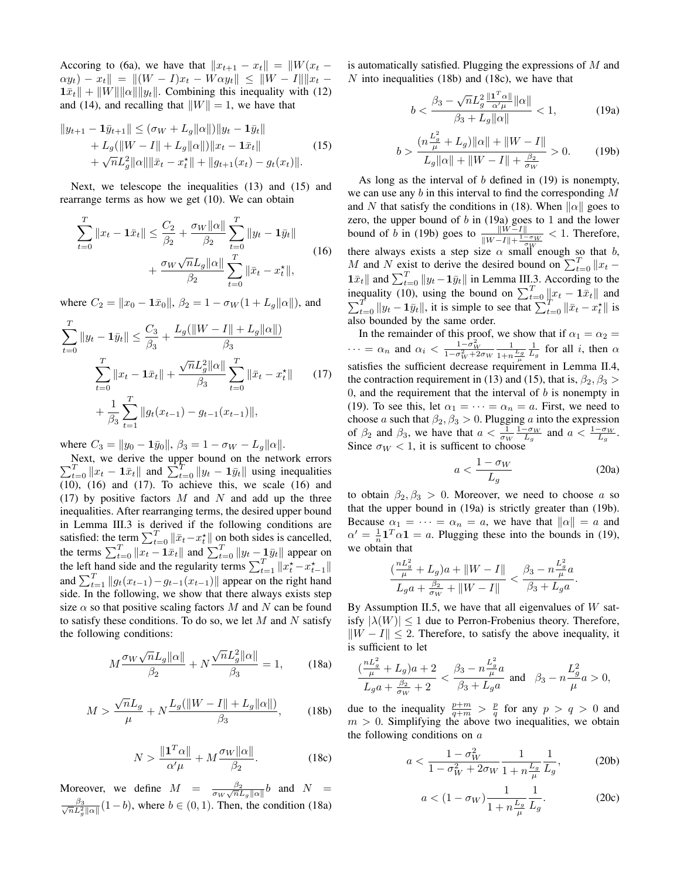Accoring to (6a), we have that $\|x_{t+1} - x_t\| = \|W(x_t - \alpha y_t) - x_t\| = \|(W-I)x_t - W\alpha y_t\| \leq \|W - I\|\|x_t - \mathbf{1}\bar{x}_t\| + \|W\|\|\alpha\|\|y_t\|$. Combining this inequality with (12) and (14), and recalling that $\|W\| = 1$, we have that

$$
\begin{aligned}
\|y_{t+1} - \mathbf{1}\bar{y}_{t+1}\| &\leq (\sigma_W + L_g\|\alpha\|)\|y_t - \mathbf{1}\bar{y}_t\| \\
&+ L_g(\|W - I\| + L_g\|\alpha\|)\|x_t - \mathbf{1}\bar{x}_t\| \\
&+ \sqrt{n}L_g^2\|\alpha\|\|\bar{x}_t - x_t^\star\| + \|g_{t+1}(x_t) - g_t(x_t)\|.
\end{aligned} \tag{15}
$$

Next, we telescope the inequalities (13) and (15) and rearrange terms as how we get (10). We can obtain

$$
\begin{aligned}
\sum_{t=0}^{T} \|x_t - \mathbf{1}\bar{x}_t\| \leq \frac{C_2}{\beta_2} + \frac{\sigma_W\|\alpha\|}{\beta_2}\sum_{t=0}^{T}\|y_t - \mathbf{1}\bar{y}_t\| \\
+ \frac{\sigma_W\sqrt{n}L_g\|\alpha\|}{\beta_2}\sum_{t=0}^{T}\|\bar{x}_t - x_t^\star\|,
\end{aligned} \tag{16}
$$

where $C_2 = \|x_0 - \mathbf{1}\bar{x}_0\|$, $\beta_2 = 1 - \sigma_W(1 + L_g\|\alpha\|)$, and

$$
\begin{aligned}
\sum_{t=0}^{T}\|y_t - \mathbf{1}\bar{y}_t\| &\leq \frac{C_3}{\beta_3} + \frac{L_g(\|W - I\| + L_g\|\alpha\|)}{\beta_3} \\
&\sum_{t=0}^{T}\|x_t - \mathbf{1}\bar{x}_t\| + \frac{\sqrt{n}L_g^2\|\alpha\|}{\beta_3}\sum_{t=0}^{T}\|\bar{x}_t - x_t^\star\| \\
&+ \frac{1}{\beta_3}\sum_{t=1}^{T}\|g_t(x_{t-1}) - g_{t-1}(x_{t-1})\|,
\end{aligned} \tag{17}
$$

where $C_3 = \|y_0 - \mathbf{1}\bar{y}_0\|$, $\beta_3 = 1 - \sigma_W - L_g\|\alpha\|$.

Next, we derive the upper bound on the network errors $\sum_{t=0}^{T}\|x_t - \mathbf{1}\bar{x}_t\|$ and $\sum_{t=0}^{T}\|y_t - \mathbf{1}\bar{y}_t\|$ using inequalities (10), (16) and (17). To achieve this, we scale (16) and (17) by positive factors $M$ and $N$ and add up the three inequalities. After rearranging terms, the desired upper bound in Lemma III.3 is derived if the following conditions are satisfied: the term $\sum_{t=0}^{T}\|\bar{x}_t - x_t^\star\|$ on both sides is cancelled, the terms $\sum_{t=0}^{T}\|x_t - \mathbf{1}\bar{x}_t\|$ and $\sum_{t=0}^{T}\|y_t - \mathbf{1}\bar{y}_t\|$ appear on the left hand side and the regularity terms $\sum_{t=1}^{T}\|x_t^\star - x_{t-1}^\star\|$ and $\sum_{t=1}^{T}\|g_t(x_{t-1}) - g_{t-1}(x_{t-1})\|$ appear on the right hand side. In the following, we show that there always exists step size $\alpha$ so that positive scaling factors $M$ and $N$ can be found to satisfy these conditions. To do so, we let $M$ and $N$ satisfy the following conditions:

$$
M\frac{\sigma_W\sqrt{n}L_g\|\alpha\|}{\beta_2} + N\frac{\sqrt{n}L_g^2\|\alpha\|}{\beta_3} = 1, \tag{18a}
$$

$$
M > \frac{\sqrt{n}L_g}{\mu} + N\frac{L_g(\|W - I\| + L_g\|\alpha\|)}{\beta_3}, \tag{18b}
$$

$$
N > \frac{\|\mathbf{1}^T\alpha\|}{\alpha'\mu} + M\frac{\sigma_W\|\alpha\|}{\beta_2}. \tag{18c}
$$

Moreover, we define $M = \frac{\beta_2}{\sigma_W\sqrt{n}L_g\|\alpha\|}b$ and $N = \frac{\beta_3}{\sqrt{n}L_g^2\|\alpha\|}(1-b)$, where $b \in (0,1)$. Then, the condition (18a) is automatically satisfied. Plugging the expressions of $M$ and $N$ into inequalities (18b) and (18c), we have that

$$
b < \frac{\beta_3 - \sqrt{n}L_g^2\frac{\|\mathbf{1}^T\alpha\|}{\alpha'\mu}\|\alpha\|}{\beta_3 + L_g\|\alpha\|} < 1, \tag{19a}
$$

$$
b > \frac{(n\frac{L_g^2}{\mu} + L_g)\|\alpha\| + \|W - I\|}{L_g\|\alpha\| + \|W - I\| + \frac{\beta_2}{\sigma_W}} > 0. \tag{19b}
$$

As long as the interval of $b$ defined in (19) is nonempty, we can use any $b$ in this interval to find the corresponding $M$ and $N$ that satisfy the conditions in (18). When $\|\alpha\|$ goes to zero, the upper bound of $b$ in (19a) goes to 1 and the lower bound of $b$ in (19b) goes to $\frac{\|W-I\|}{\|W-I\| + \frac{1-\sigma_W}{\sigma_W}} < 1$. Therefore, there always exists a step size $\alpha$ small enough so that $b$, $M$ and $N$ exist to derive the desired bound on $\sum_{t=0}^{T}\|x_t - \mathbf{1}\bar{x}_t\|$ and $\sum_{t=0}^{T}\|y_t - \mathbf{1}\bar{y}_t\|$ in Lemma III.3. According to the inequality (10), using the bound on $\sum_{t=0}^{T}\|x_t - \mathbf{1}\bar{x}_t\|$ and $\sum_{t=0}^{T}\|y_t - \mathbf{1}\bar{y}_t\|$, it is simple to see that $\sum_{t=0}^{T}\|\bar{x}_t - x_t^\star\|$ is also bounded by the same order.

In the remainder of this proof, we show that if $\alpha_1 = \alpha_2 = \cdots = \alpha_n$ and $\alpha_i < \frac{1-\sigma_W^2}{1-\sigma_W^2+2\sigma_W}\frac{1}{1+n\frac{L_g}{\mu}}\frac{1}{L_g}$ for all $i$, then $\alpha$ satisfies the sufficient decrease requirement in Lemma II.4, the contraction requirement in (13) and (15), that is, $\beta_2, \beta_3 > 0$, and the requirement that the interval of $b$ is nonempty in (19). To see this, let $\alpha_1 = \cdots = \alpha_n = a$. First, we need to choose $a$ such that $\beta_2, \beta_3 > 0$. Plugging $a$ into the expression of $\beta_2$ and $\beta_3$, we have that $a < \frac{1}{\sigma_W}\frac{1-\sigma_W}{L_g}$ and $a < \frac{1-\sigma_W}{L_g}$. Since $\sigma_W < 1$, it is sufficent to choose

$$
a < \frac{1 - \sigma_W}{L_g} \tag{20a}
$$

to obtain $\beta_2, \beta_3 > 0$. Moreover, we need to choose $a$ so that the upper bound in (19a) is strictly greater than (19b). Because $\alpha_1 = \cdots = \alpha_n = a$, we have that $\|\alpha\| = a$ and $\alpha' = \frac{1}{n}\mathbf{1}^T\alpha\mathbf{1} = a$. Plugging these into the bounds in (19), we obtain that

$$
\frac{(\frac{nL_g^2}{\mu} + L_g)a + \|W - I\|}{L_g a + \frac{\beta_2}{\sigma_W} + \|W - I\|} < \frac{\beta_3 - n\frac{L_g^2}{\mu}a}{\beta_3 + L_g a}.
$$

By Assumption II.5, we have that all eigenvalues of $W$ satisfy $|\lambda(W)| \leq 1$ due to Perron-Frobenius theory. Therefore, $\|W - I\| \leq 2$. Therefore, to satisfy the above inequality, it is sufficient to let

$$
\frac{(\frac{nL_g^2}{\mu} + L_g)a + 2}{L_g a + \frac{\beta_2}{\sigma_W} + 2} < \frac{\beta_3 - n\frac{L_g^2}{\mu}a}{\beta_3 + L_g a} \quad \text{and} \quad \beta_3 - n\frac{L_g^2}{\mu}a > 0,
$$

due to the inequality $\frac{p+m}{q+m} > \frac{p}{q}$ for any $p > q > 0$ and $m > 0$. Simplifying the above two inequalities, we obtain the following conditions on $a$

$$
a < \frac{1 - \sigma_W^2}{1 - \sigma_W^2 + 2\sigma_W}\frac{1}{1 + n\frac{L_g}{\mu}}\frac{1}{L_g}, \tag{20b}
$$

$$
a < (1 - \sigma_W)\frac{1}{1 + n\frac{L_g}{\mu}}\frac{1}{L_g}. \tag{20c}
$$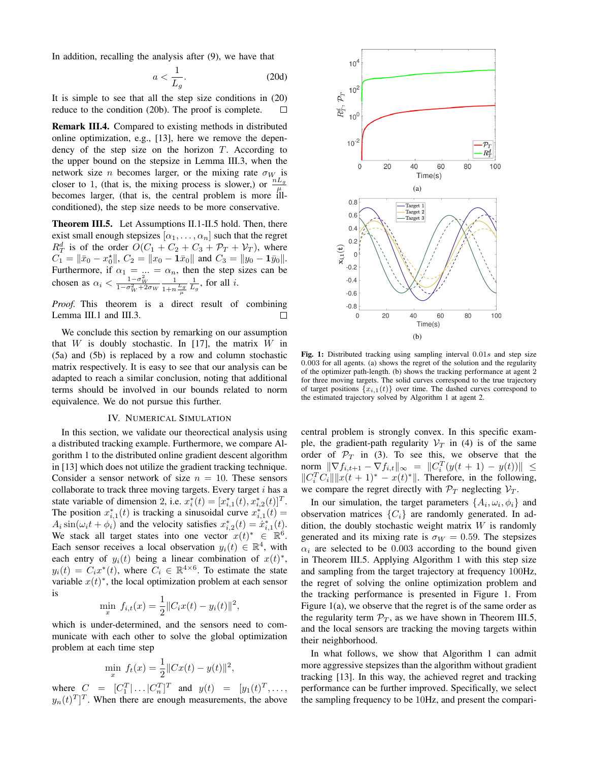In addition, recalling the analysis after (9), we have that

$$a < \frac{1}{L_g}. \tag{20d}$$

It is simple to see that all the step size conditions in (20) reduce to the condition (20b). The proof is complete. □

**Remark III.4.** Compared to existing methods in distributed online optimization, e.g., [13], here we remove the dependency of the step size on the horizon $T$. According to the upper bound on the stepsize in Lemma III.3, when the network size $n$ becomes larger, or the mixing rate $\sigma_W$ is closer to 1, (that is, the mixing process is slower,) or $\frac{nL_g}{\mu}$ becomes larger, (that is, the central problem is more ill-conditioned), the step size needs to be more conservative.

**Theorem III.5.** Let Assumptions II.1-II.5 hold. Then, there exist small enough stepsizes $[\alpha_1, \dots, \alpha_n]$ such that the regret $R_T^d$ is of the order $O(C_1 + C_2 + C_3 + \mathcal{P}_T + \mathcal{V}_T)$, where $C_1 = \|\bar{x}_0 - x_0^\star\|$, $C_2 = \|x_0 - \mathbf{1}\bar{x}_0\|$ and $C_3 = \|y_0 - \mathbf{1}\bar{y}_0\|$. Furthermore, if $\alpha_1 = \dots = \alpha_n$, then the step sizes can be chosen as $\alpha_i < \frac{1-\sigma_W^2}{1-\sigma_W^2+2\sigma_W} \frac{1}{1+n\frac{L_g}{\mu}} \frac{1}{L_g}$, for all $i$.

*Proof.* This theorem is a direct result of combining Lemma III.1 and III.3. □

We conclude this section by remarking on our assumption that $W$ is doubly stochastic. In [17], the matrix $W$ in (5a) and (5b) is replaced by a row and column stochastic matrix respectively. It is easy to see that our analysis can be adapted to reach a similar conclusion, noting that additional terms should be involved in our bounds related to norm equivalence. We do not pursue this further.

## IV. Numerical Simulation

In this section, we validate our theorectical analysis using a distributed tracking example. Furthermore, we compare Algorithm 1 to the distributed online gradient descent algorithm in [13] which does not utilize the gradient tracking technique. Consider a sensor network of size $n = 10$. These sensors collaborate to track three moving targets. Every target $i$ has a state variable of dimension 2, i.e. $x_i^*(t) = [x_{i,1}^*(t), x_{i,2}^*(t)]^T$. The position $x_{i,1}^*(t)$ is tracking a sinusoidal curve $x_{i,1}^*(t) = A_i \sin(\omega_i t + \phi_i)$ and the velocity satisfies $x_{i,2}^*(t) = \dot{x}_{i,1}^*(t)$. We stack all target states into one vector $x(t)^* \in \mathbb{R}^6$. Each sensor receives a local observation $y_i(t) \in \mathbb{R}^4$, with each entry of $y_i(t)$ being a linear combination of $x(t)^*$, $y_i(t) = C_i x^*(t)$, where $C_i \in \mathbb{R}^{4\times 6}$. To estimate the state variable $x(t)^*$, the local optimization problem at each sensor is

$$\min_x \ f_{i,t}(x) = \frac{1}{2}\|C_i x(t) - y_i(t)\|^2,$$

which is under-determined, and the sensors need to communicate with each other to solve the global optimization problem at each time step

$$\min_x \ f_t(x) = \frac{1}{2}\|Cx(t) - y(t)\|^2,$$

where $C = [C_1^T | \dots | C_n^T]^T$ and $y(t) = [y_1(t)^T, \dots, y_n(t)^T]^T$. When there are enough measurements, the above central problem is strongly convex. In this specific example, the gradient-path regularity $\mathcal{V}_T$ in (4) is of the same order of $\mathcal{P}_T$ in (3). To see this, we observe that the norm $\|\nabla f_{i,t+1} - \nabla f_{i,t}\|_\infty = \|C_i^T(y(t+1) - y(t))\| \leq \|C_i^T C_i\| \|x(t+1)^* - x(t)^*\|$. Therefore, in the following, we compare the regret directly with $\mathcal{P}_T$ neglecting $\mathcal{V}_T$.

Fig. 1: Distributed tracking using sampling interval $0.01s$ and step size $0.003$ for all agents. (a) shows the regret of the solution and the regularity of the optimizer path-length. (b) shows the tracking performance at agent 2 for three moving targets. The solid curves correspond to the true trajectory of target positions $\{x_{i,1}(t)\}$ over time. The dashed curves correspond to the estimated trajectory solved by Algorithm 1 at agent 2.

In our simulation, the target parameters $\{A_i, \omega_i, \phi_i\}$ and observation matrices $\{C_i\}$ are randomly generated. In addition, the doubly stochastic weight matrix $W$ is randomly generated and its mixing rate is $\sigma_W = 0.59$. The stepsizes $\alpha_i$ are selected to be $0.003$ according to the bound given in Theorem III.5. Applying Algorithm 1 with this step size and sampling from the target trajectory at frequency 100Hz, the regret of solving the online optimization problem and the tracking performance is presented in Figure 1. From Figure 1(a), we observe that the regret is of the same order as the regularity term $\mathcal{P}_T$, as we have shown in Theorem III.5, and the local sensors are tracking the moving targets within their neighborhood.

In what follows, we show that Algorithm 1 can admit more aggressive stepsizes than the algorithm without gradient tracking [13]. In this way, the achieved regret and tracking performance can be further improved. Specifically, we select the sampling frequency to be 10Hz, and present the compari-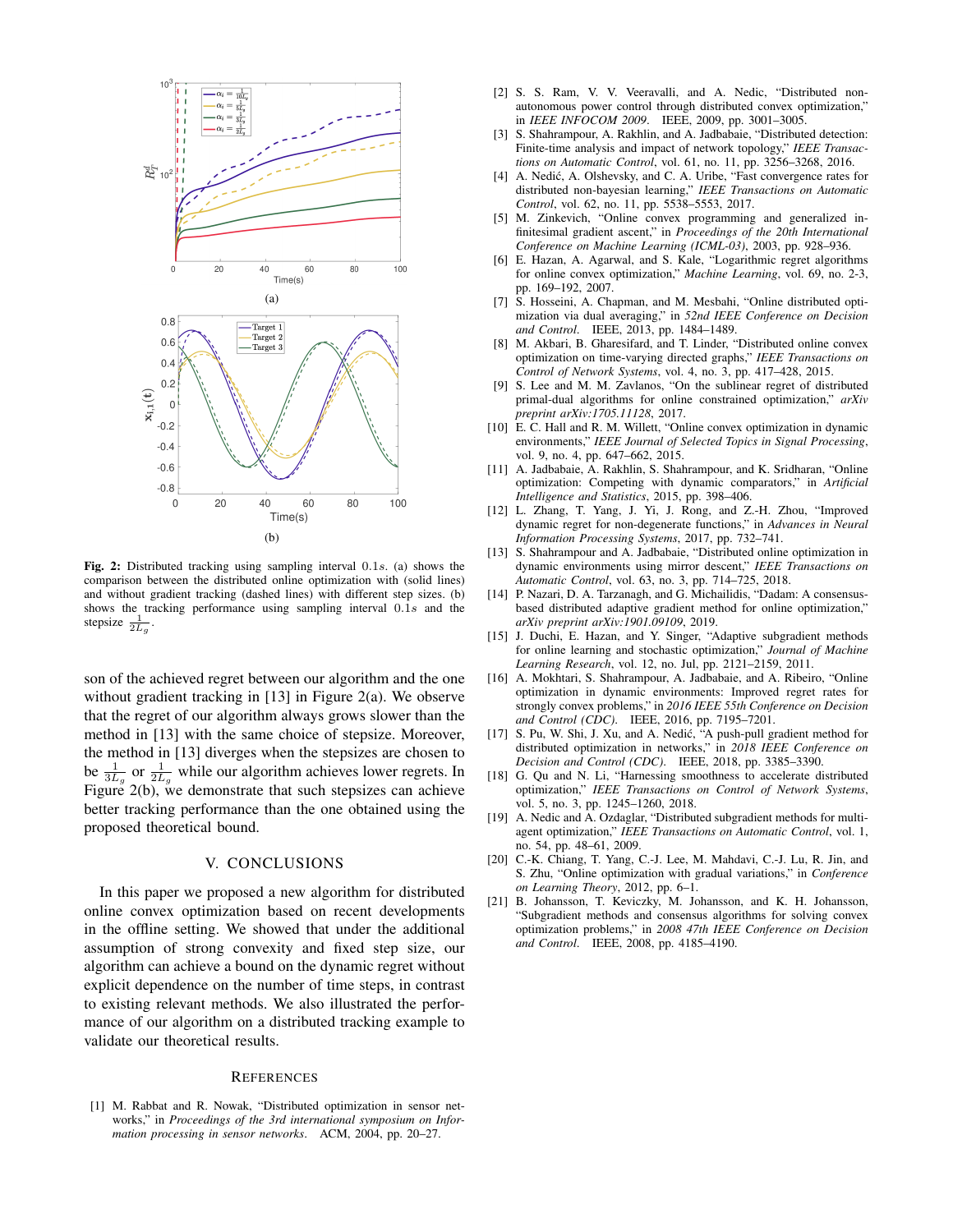$10^3$

$\alpha_i = \frac{1}{10L_g}$

$\alpha_i = \frac{1}{5L_g}$

$\alpha_i = \frac{1}{3L_g}$

$\alpha_i = \frac{1}{2L_g}$

$R_T^d$

$10^2$

0 20 40 60 80 100

Time(s)

(a)

0.8 0.6 0.4 0.2 0 -0.2 -0.4 -0.6 -0.8

Target 1

Target 2

Target 3

$\mathbf{x}_{i,1}(\mathbf{t})$

0 20 40 60 80 100

Time(s)

(b)

**Fig. 2:** Distributed tracking using sampling interval $0.1s$. (a) shows the comparison between the distributed online optimization with (solid lines) and without gradient tracking (dashed lines) with different step sizes. (b) shows the tracking performance using sampling interval $0.1s$ and the stepsize $\frac{1}{2L_g}$.

son of the achieved regret between our algorithm and the one without gradient tracking in [13] in Figure 2(a). We observe that the regret of our algorithm always grows slower than the method in [13] with the same choice of stepsize. Moreover, the method in [13] diverges when the stepsizes are chosen to be $\frac{1}{3L_g}$ or $\frac{1}{2L_g}$ while our algorithm achieves lower regrets. In Figure 2(b), we demonstrate that such stepsizes can achieve better tracking performance than the one obtained using the proposed theoretical bound.

## V. CONCLUSIONS

In this paper we proposed a new algorithm for distributed online convex optimization based on recent developments in the offline setting. We showed that under the additional assumption of strong convexity and fixed step size, our algorithm can achieve a bound on the dynamic regret without explicit dependence on the number of time steps, in contrast to existing relevant methods. We also illustrated the performance of our algorithm on a distributed tracking example to validate our theoretical results.

## REFERENCES

[1] M. Rabbat and R. Nowak, "Distributed optimization in sensor networks," in *Proceedings of the 3rd international symposium on Information processing in sensor networks*. ACM, 2004, pp. 20–27.

[2] S. S. Ram, V. V. Veeravalli, and A. Nedic, "Distributed non-autonomous power control through distributed convex optimization," in *IEEE INFOCOM 2009*. IEEE, 2009, pp. 3001–3005.

[3] S. Shahrampour, A. Rakhlin, and A. Jadbabaie, "Distributed detection: Finite-time analysis and impact of network topology," *IEEE Transactions on Automatic Control*, vol. 61, no. 11, pp. 3256–3268, 2016.

[4] A. Nedić, A. Olshevsky, and C. A. Uribe, "Fast convergence rates for distributed non-bayesian learning," *IEEE Transactions on Automatic Control*, vol. 62, no. 11, pp. 5538–5553, 2017.

[5] M. Zinkevich, "Online convex programming and generalized infinitesimal gradient ascent," in *Proceedings of the 20th International Conference on Machine Learning (ICML-03)*, 2003, pp. 928–936.

[6] E. Hazan, A. Agarwal, and S. Kale, "Logarithmic regret algorithms for online convex optimization," *Machine Learning*, vol. 69, no. 2-3, pp. 169–192, 2007.

[7] S. Hosseini, A. Chapman, and M. Mesbahi, "Online distributed optimization via dual averaging," in *52nd IEEE Conference on Decision and Control*. IEEE, 2013, pp. 1484–1489.

[8] M. Akbari, B. Gharesifard, and T. Linder, "Distributed online convex optimization on time-varying directed graphs," *IEEE Transactions on Control of Network Systems*, vol. 4, no. 3, pp. 417–428, 2015.

[9] S. Lee and M. M. Zavlanos, "On the sublinear regret of distributed primal-dual algorithms for online constrained optimization," *arXiv preprint arXiv:1705.11128*, 2017.

[10] E. C. Hall and R. M. Willett, "Online convex optimization in dynamic environments," *IEEE Journal of Selected Topics in Signal Processing*, vol. 9, no. 4, pp. 647–662, 2015.

[11] A. Jadbabaie, A. Rakhlin, S. Shahrampour, and K. Sridharan, "Online optimization: Competing with dynamic comparators," in *Artificial Intelligence and Statistics*, 2015, pp. 398–406.

[12] L. Zhang, T. Yang, J. Yi, J. Rong, and Z.-H. Zhou, "Improved dynamic regret for non-degenerate functions," in *Advances in Neural Information Processing Systems*, 2017, pp. 732–741.

[13] S. Shahrampour and A. Jadbabaie, "Distributed online optimization in dynamic environments using mirror descent," *IEEE Transactions on Automatic Control*, vol. 63, no. 3, pp. 714–725, 2018.

[14] P. Nazari, D. A. Tarzanagh, and G. Michailidis, "Dadam: A consensus-based distributed adaptive gradient method for online optimization," *arXiv preprint arXiv:1901.09109*, 2019.

[15] J. Duchi, E. Hazan, and Y. Singer, "Adaptive subgradient methods for online learning and stochastic optimization," *Journal of Machine Learning Research*, vol. 12, no. Jul, pp. 2121–2159, 2011.

[16] A. Mokhtari, S. Shahrampour, A. Jadbabaie, and A. Ribeiro, "Online optimization in dynamic environments: Improved regret rates for strongly convex problems," in *2016 IEEE 55th Conference on Decision and Control (CDC)*. IEEE, 2016, pp. 7195–7201.

[17] S. Pu, W. Shi, J. Xu, and A. Nedić, "A push-pull gradient method for distributed optimization in networks," in *2018 IEEE Conference on Decision and Control (CDC)*. IEEE, 2018, pp. 3385–3390.

[18] G. Qu and N. Li, "Harnessing smoothness to accelerate distributed optimization," *IEEE Transactions on Control of Network Systems*, vol. 5, no. 3, pp. 1245–1260, 2018.

[19] A. Nedic and A. Ozdaglar, "Distributed subgradient methods for multi-agent optimization," *IEEE Transactions on Automatic Control*, vol. 1, no. 54, pp. 48–61, 2009.

[20] C.-K. Chiang, T. Yang, C.-J. Lee, M. Mahdavi, C.-J. Lu, R. Jin, and S. Zhu, "Online optimization with gradual variations," in *Conference on Learning Theory*, 2012, pp. 6–1.

[21] B. Johansson, T. Keviczky, M. Johansson, and K. H. Johansson, "Subgradient methods and consensus algorithms for solving convex optimization problems," in *2008 47th IEEE Conference on Decision and Control*. IEEE, 2008, pp. 4185–4190.